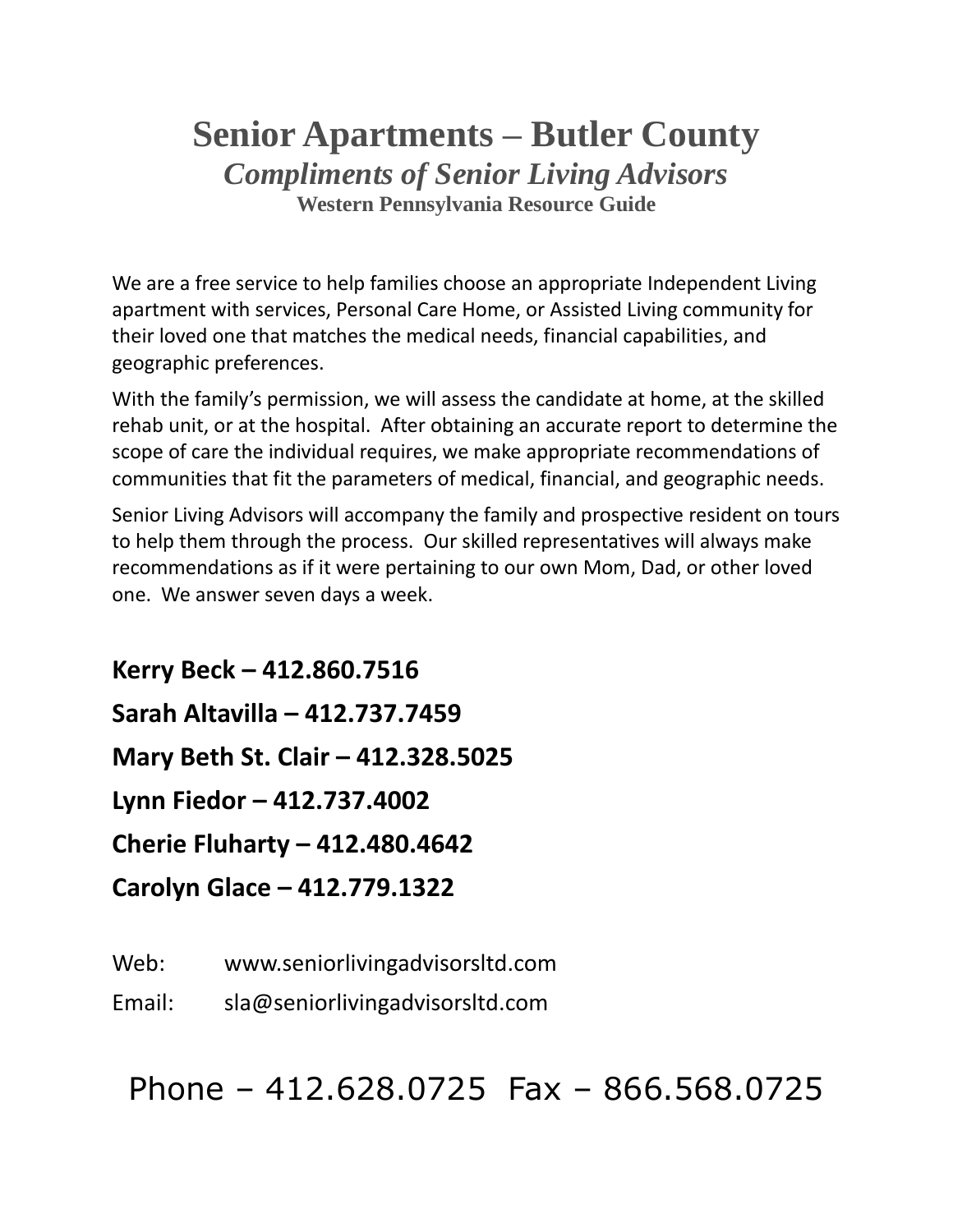# Senior Apartments – Butler County

## *Compliments of Senior Living Advisors*

### Western Pennsylvania Resource Guide

We are a free service to help families choose an appropriate Independent Living apartment with services, Personal Care Home, or Assisted Living community for their loved one that matches the medical needs, financial capabilities, and geographic preferences.

With the family's permission, we will assess the candidate at home, at the skilled rehab unit, or at the hospital. After obtaining an accurate report to determine the scope of care the individual requires, we make appropriate recommendations of communities that fit the parameters of medical, financial, and geographic needs.

Senior Living Advisors will accompany the family and prospective resident on tours to help them through the process. Our skilled representatives will always make recommendations as if it were pertaining to our own Mom, Dad, or other loved one. We answer seven days a week.

**Kerry Beck – 412.860.7516**

**Sarah Altavilla – 412.737.7459**

**Mary Beth St. Clair – 412.328.5025**

**Lynn Fiedor – 412.737.4002**

**Cherie Fluharty – 412.480.4642**

**Carolyn Glace – 412.779.1322**

Web: www.seniorlivingadvisorsltd.com

Email: sla@seniorlivingadvisorsltd.com

Phone – 412.628.0725 Fax – 866.568.0725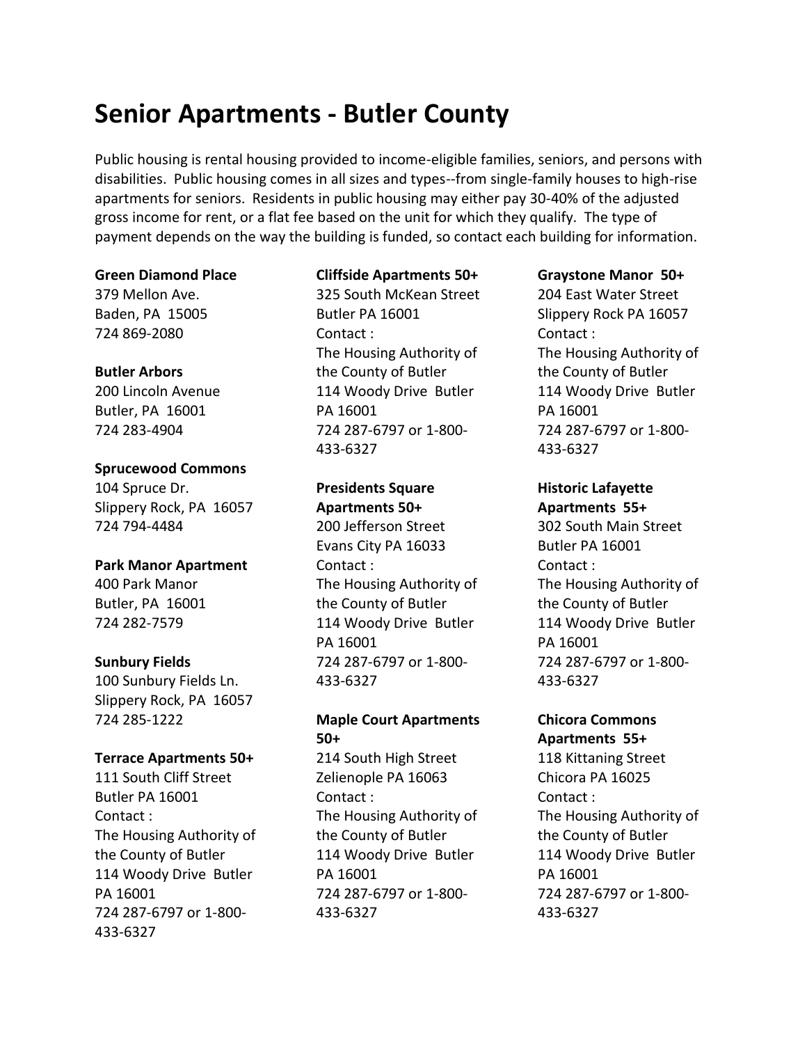# Senior Apartments - Butler County

Public housing is rental housing provided to income-eligible families, seniors, and persons with disabilities. Public housing comes in all sizes and types--from single-family houses to high-rise apartments for seniors. Residents in public housing may either pay 30-40% of the adjusted gross income for rent, or a flat fee based on the unit for which they qualify. The type of payment depends on the way the building is funded, so contact each building for information.

**Green Diamond Place**
379 Mellon Ave.
Baden, PA 15005
724 869-2080

**Butler Arbors**
200 Lincoln Avenue
Butler, PA 16001
724 283-4904

**Sprucewood Commons**
104 Spruce Dr.
Slippery Rock, PA 16057
724 794-4484

**Park Manor Apartment**
400 Park Manor
Butler, PA 16001
724 282-7579

**Sunbury Fields**
100 Sunbury Fields Ln.
Slippery Rock, PA 16057
724 285-1222

**Terrace Apartments 50+**
111 South Cliff Street
Butler PA 16001
Contact :
The Housing Authority of the County of Butler
114 Woody Drive Butler PA 16001
724 287-6797 or 1-800-433-6327

**Cliffside Apartments 50+**
325 South McKean Street
Butler PA 16001
Contact :
The Housing Authority of the County of Butler
114 Woody Drive Butler PA 16001
724 287-6797 or 1-800-433-6327

**Presidents Square Apartments 50+**
200 Jefferson Street
Evans City PA 16033
Contact :
The Housing Authority of the County of Butler
114 Woody Drive Butler PA 16001
724 287-6797 or 1-800-433-6327

**Maple Court Apartments 50+**
214 South High Street
Zelienople PA 16063
Contact :
The Housing Authority of the County of Butler
114 Woody Drive Butler PA 16001
724 287-6797 or 1-800-433-6327

**Graystone Manor 50+**
204 East Water Street
Slippery Rock PA 16057
Contact :
The Housing Authority of the County of Butler
114 Woody Drive Butler PA 16001
724 287-6797 or 1-800-433-6327

**Historic Lafayette Apartments 55+**
302 South Main Street
Butler PA 16001
Contact :
The Housing Authority of the County of Butler
114 Woody Drive Butler PA 16001
724 287-6797 or 1-800-433-6327

**Chicora Commons Apartments 55+**
118 Kittaning Street
Chicora PA 16025
Contact :
The Housing Authority of the County of Butler
114 Woody Drive Butler PA 16001
724 287-6797 or 1-800-433-6327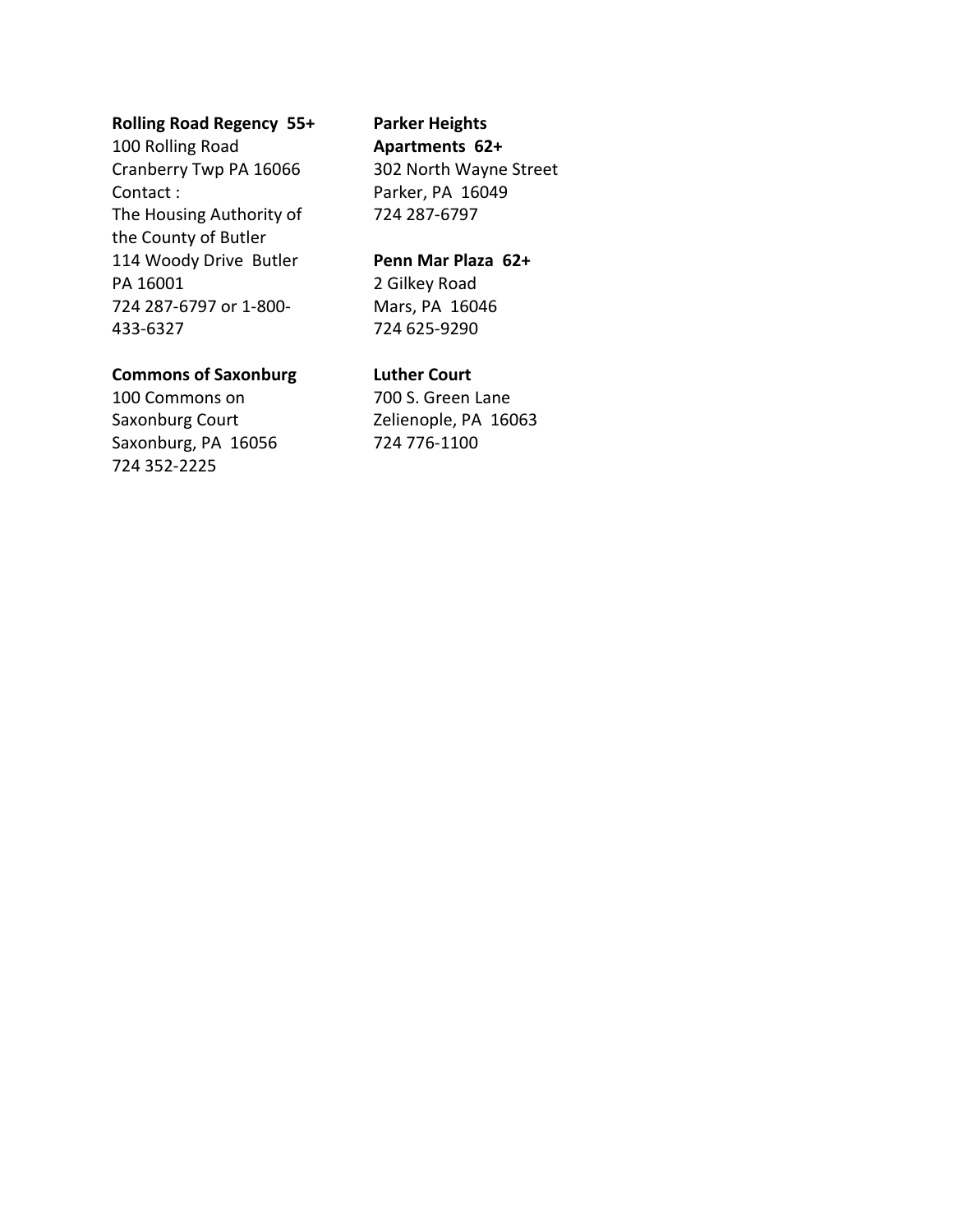**Rolling Road Regency 55+**
100 Rolling Road
Cranberry Twp PA 16066
Contact :
The Housing Authority of the County of Butler
114 Woody Drive Butler PA 16001
724 287-6797 or 1-800-433-6327

**Commons of Saxonburg**
100 Commons on Saxonburg Court
Saxonburg, PA 16056
724 352-2225

**Parker Heights Apartments 62+**
302 North Wayne Street
Parker, PA 16049
724 287-6797

**Penn Mar Plaza 62+**
2 Gilkey Road
Mars, PA 16046
724 625-9290

**Luther Court**
700 S. Green Lane
Zelienople, PA 16063
724 776-1100